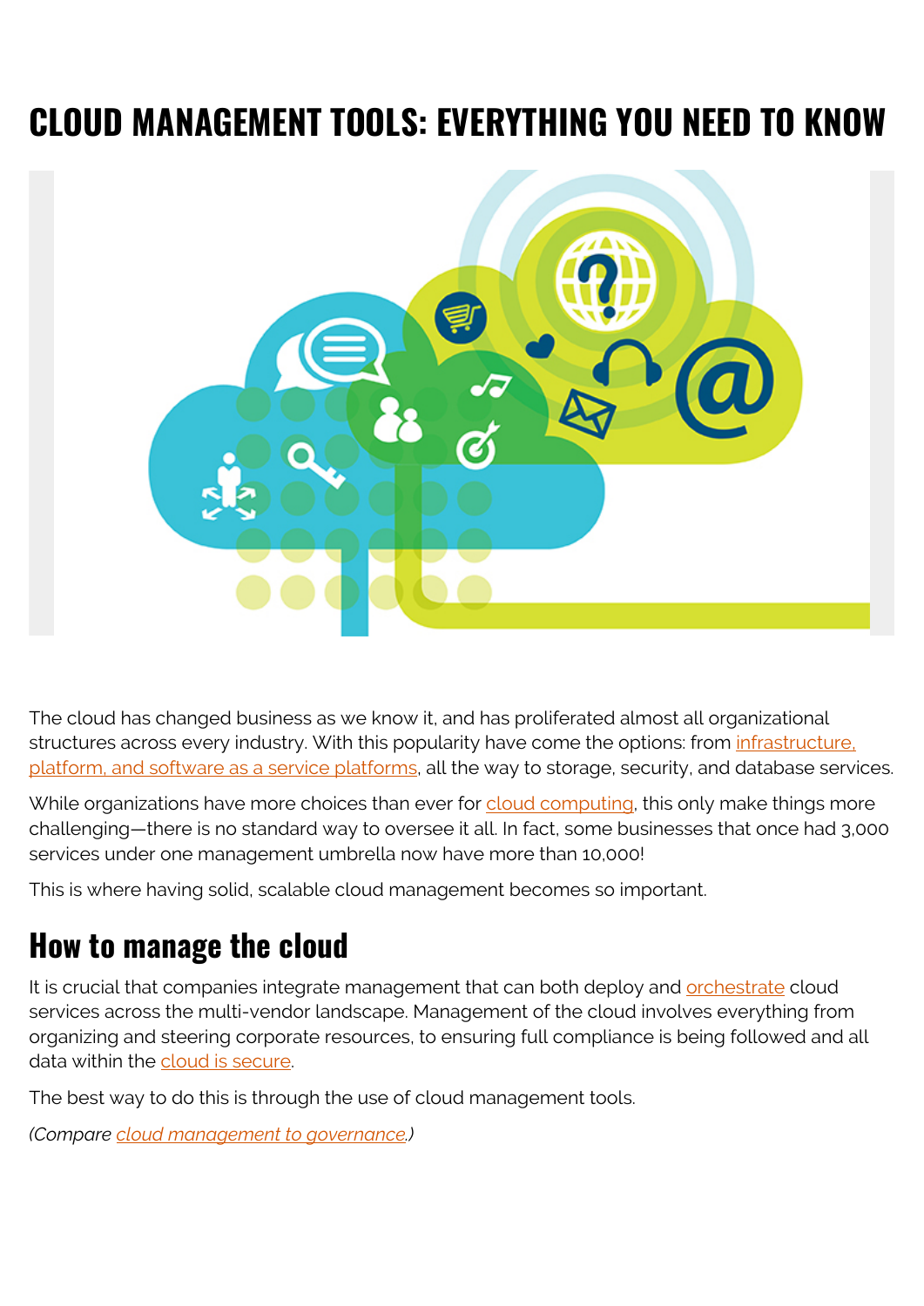# CLOUD MANAGEMENT TOOLS: EVERYTHING YOU NEED TO KNOW

The cloud has changed business as we know it, and has proliferated almost all organizational structures across every industry. With this popularity have come the options: from infrastructure, platform, and software as a service platforms, all the way to storage, security, and database services.

While organizations have more choices than ever for cloud computing, this only make things more challenging—there is no standard way to oversee it all. In fact, some businesses that once had 3,000 services under one management umbrella now have more than 10,000!

This is where having solid, scalable cloud management becomes so important.

## How to manage the cloud

It is crucial that companies integrate management that can both deploy and orchestrate cloud services across the multi-vendor landscape. Management of the cloud involves everything from organizing and steering corporate resources, to ensuring full compliance is being followed and all data within the cloud is secure.

The best way to do this is through the use of cloud management tools.

*(Compare cloud management to governance.)*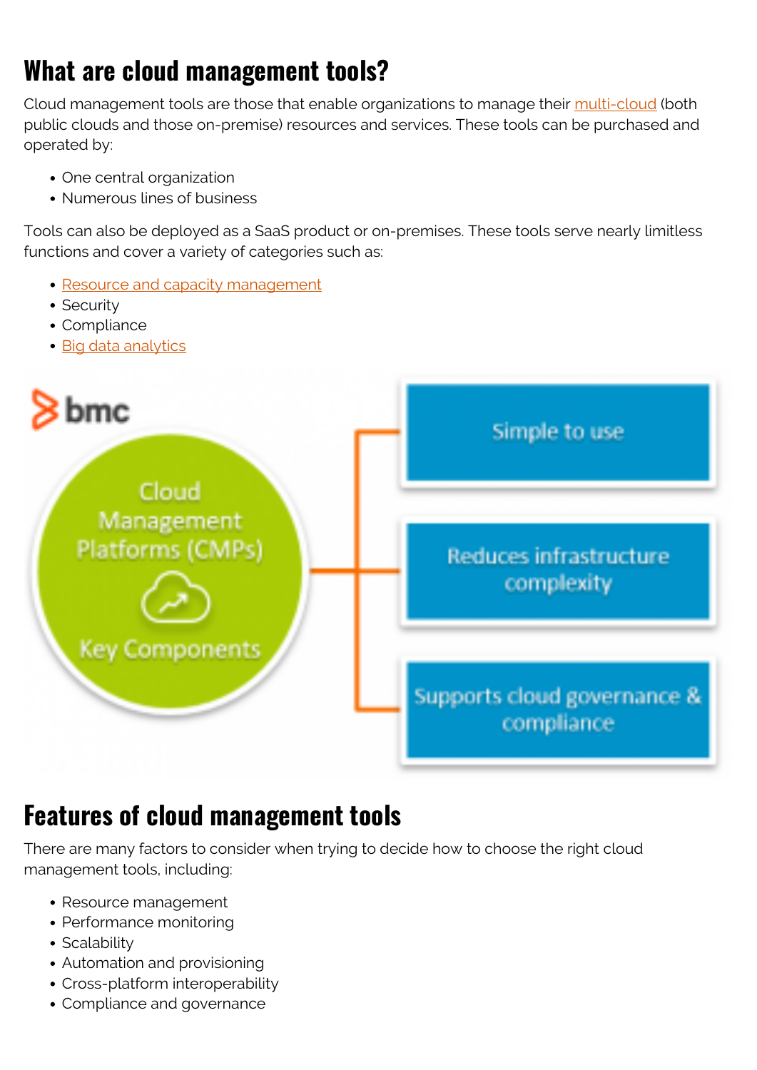## What are cloud management tools?

Cloud management tools are those that enable organizations to manage their multi-cloud (both public clouds and those on-premise) resources and services. These tools can be purchased and operated by:

- One central organization
- Numerous lines of business

Tools can also be deployed as a SaaS product or on-premises. These tools serve nearly limitless functions and cover a variety of categories such as:

- Resource and capacity management
- Security
- Compliance
- Big data analytics

## Features of cloud management tools

There are many factors to consider when trying to decide how to choose the right cloud management tools, including:

- Resource management
- Performance monitoring
- Scalability
- Automation and provisioning
- Cross-platform interoperability
- Compliance and governance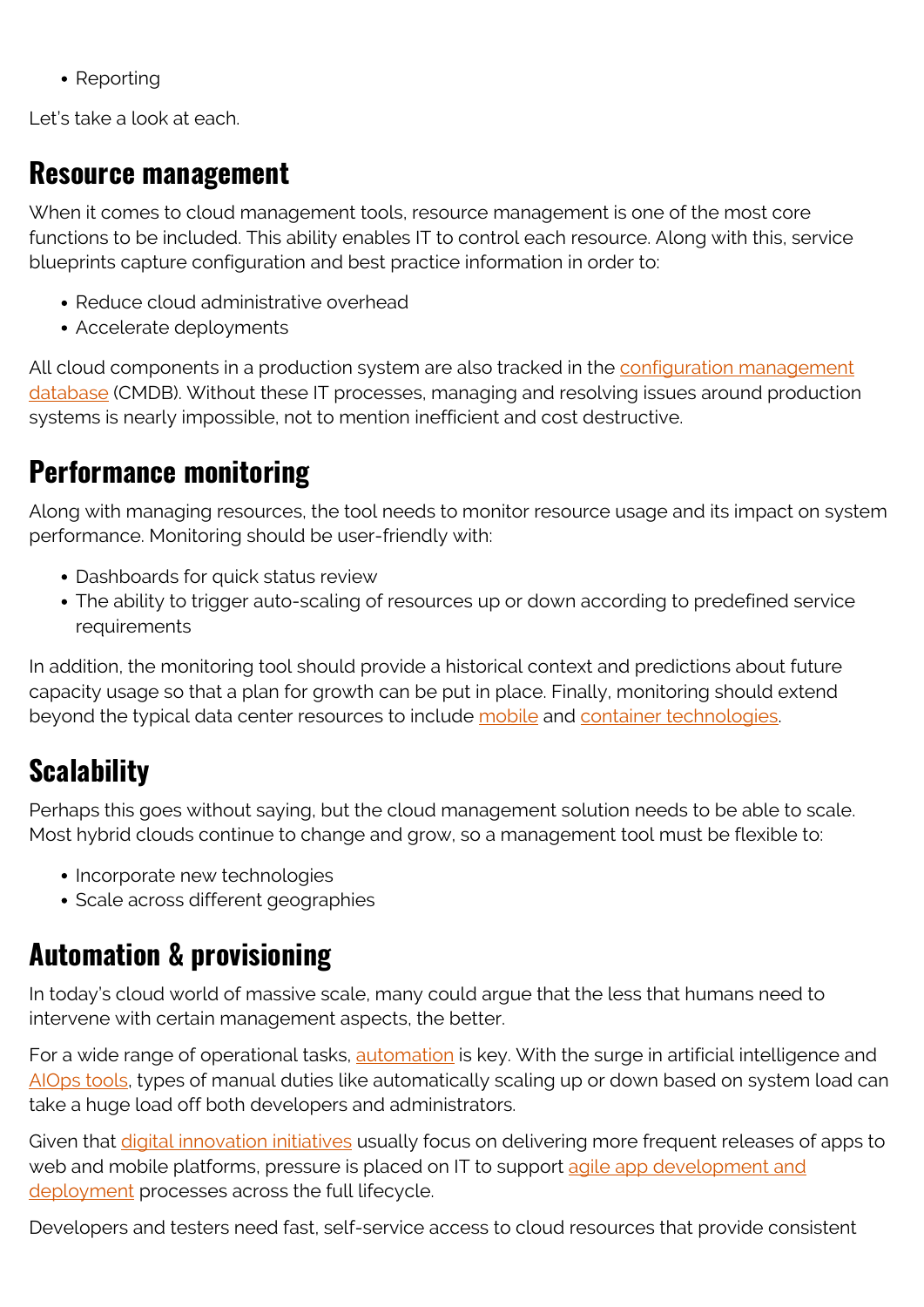- Reporting

Let's take a look at each.

## Resource management

When it comes to cloud management tools, resource management is one of the most core functions to be included. This ability enables IT to control each resource. Along with this, service blueprints capture configuration and best practice information in order to:

- Reduce cloud administrative overhead
- Accelerate deployments

All cloud components in a production system are also tracked in the configuration management database (CMDB). Without these IT processes, managing and resolving issues around production systems is nearly impossible, not to mention inefficient and cost destructive.

## Performance monitoring

Along with managing resources, the tool needs to monitor resource usage and its impact on system performance. Monitoring should be user-friendly with:

- Dashboards for quick status review
- The ability to trigger auto-scaling of resources up or down according to predefined service requirements

In addition, the monitoring tool should provide a historical context and predictions about future capacity usage so that a plan for growth can be put in place. Finally, monitoring should extend beyond the typical data center resources to include mobile and container technologies.

## Scalability

Perhaps this goes without saying, but the cloud management solution needs to be able to scale. Most hybrid clouds continue to change and grow, so a management tool must be flexible to:

- Incorporate new technologies
- Scale across different geographies

## Automation & provisioning

In today's cloud world of massive scale, many could argue that the less that humans need to intervene with certain management aspects, the better.

For a wide range of operational tasks, automation is key. With the surge in artificial intelligence and AIOps tools, types of manual duties like automatically scaling up or down based on system load can take a huge load off both developers and administrators.

Given that digital innovation initiatives usually focus on delivering more frequent releases of apps to web and mobile platforms, pressure is placed on IT to support agile app development and deployment processes across the full lifecycle.

Developers and testers need fast, self-service access to cloud resources that provide consistent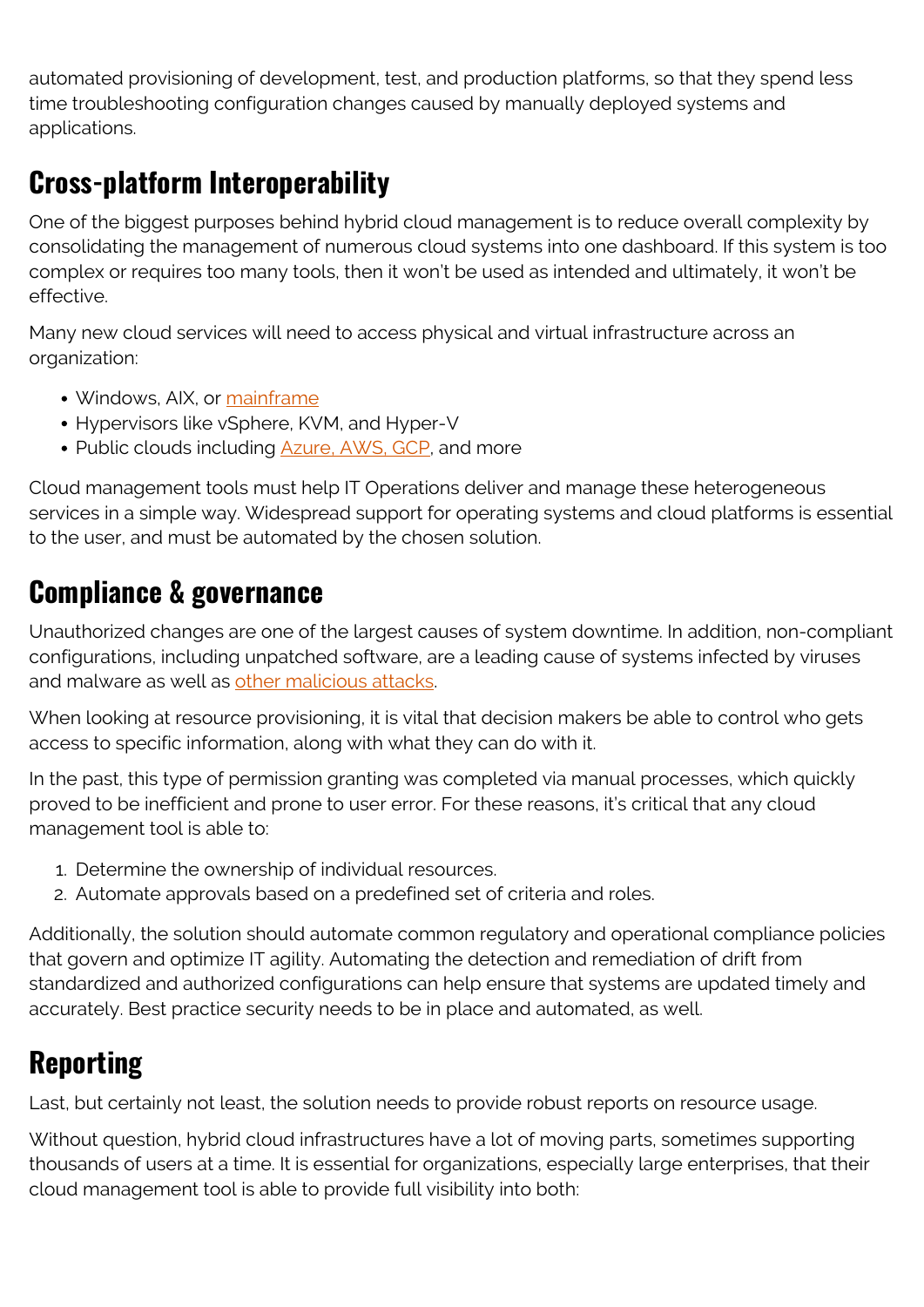automated provisioning of development, test, and production platforms, so that they spend less time troubleshooting configuration changes caused by manually deployed systems and applications.

## Cross-platform Interoperability

One of the biggest purposes behind hybrid cloud management is to reduce overall complexity by consolidating the management of numerous cloud systems into one dashboard. If this system is too complex or requires too many tools, then it won't be used as intended and ultimately, it won't be effective.

Many new cloud services will need to access physical and virtual infrastructure across an organization:

- Windows, AIX, or mainframe
- Hypervisors like vSphere, KVM, and Hyper-V
- Public clouds including Azure, AWS, GCP, and more

Cloud management tools must help IT Operations deliver and manage these heterogeneous services in a simple way. Widespread support for operating systems and cloud platforms is essential to the user, and must be automated by the chosen solution.

## Compliance & governance

Unauthorized changes are one of the largest causes of system downtime. In addition, non-compliant configurations, including unpatched software, are a leading cause of systems infected by viruses and malware as well as other malicious attacks.

When looking at resource provisioning, it is vital that decision makers be able to control who gets access to specific information, along with what they can do with it.

In the past, this type of permission granting was completed via manual processes, which quickly proved to be inefficient and prone to user error. For these reasons, it's critical that any cloud management tool is able to:

1. Determine the ownership of individual resources.
2. Automate approvals based on a predefined set of criteria and roles.

Additionally, the solution should automate common regulatory and operational compliance policies that govern and optimize IT agility. Automating the detection and remediation of drift from standardized and authorized configurations can help ensure that systems are updated timely and accurately. Best practice security needs to be in place and automated, as well.

## Reporting

Last, but certainly not least, the solution needs to provide robust reports on resource usage.

Without question, hybrid cloud infrastructures have a lot of moving parts, sometimes supporting thousands of users at a time. It is essential for organizations, especially large enterprises, that their cloud management tool is able to provide full visibility into both: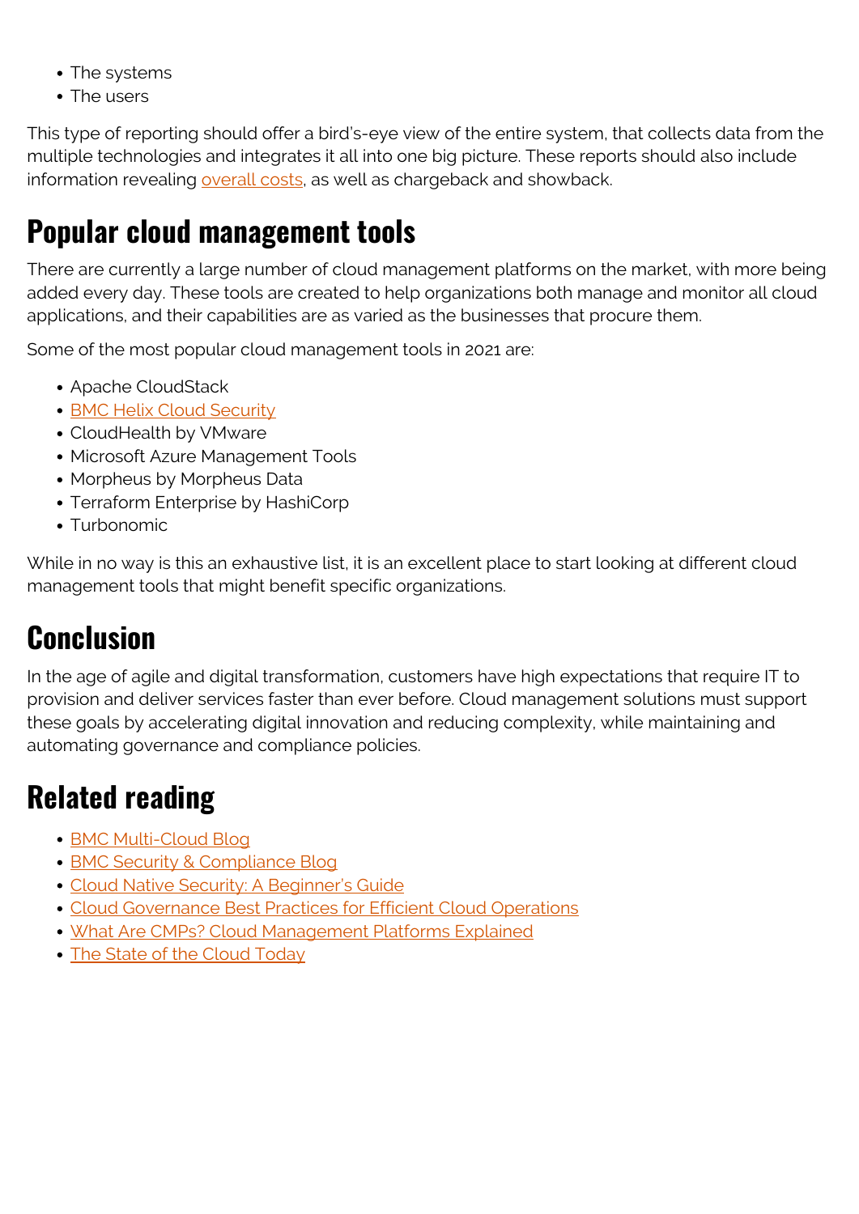- The systems
- The users

This type of reporting should offer a bird's-eye view of the entire system, that collects data from the multiple technologies and integrates it all into one big picture. These reports should also include information revealing overall costs, as well as chargeback and showback.

## Popular cloud management tools

There are currently a large number of cloud management platforms on the market, with more being added every day. These tools are created to help organizations both manage and monitor all cloud applications, and their capabilities are as varied as the businesses that procure them.

Some of the most popular cloud management tools in 2021 are:

- Apache CloudStack
- BMC Helix Cloud Security
- CloudHealth by VMware
- Microsoft Azure Management Tools
- Morpheus by Morpheus Data
- Terraform Enterprise by HashiCorp
- Turbonomic

While in no way is this an exhaustive list, it is an excellent place to start looking at different cloud management tools that might benefit specific organizations.

## Conclusion

In the age of agile and digital transformation, customers have high expectations that require IT to provision and deliver services faster than ever before. Cloud management solutions must support these goals by accelerating digital innovation and reducing complexity, while maintaining and automating governance and compliance policies.

## Related reading

- BMC Multi-Cloud Blog
- BMC Security & Compliance Blog
- Cloud Native Security: A Beginner's Guide
- Cloud Governance Best Practices for Efficient Cloud Operations
- What Are CMPs? Cloud Management Platforms Explained
- The State of the Cloud Today